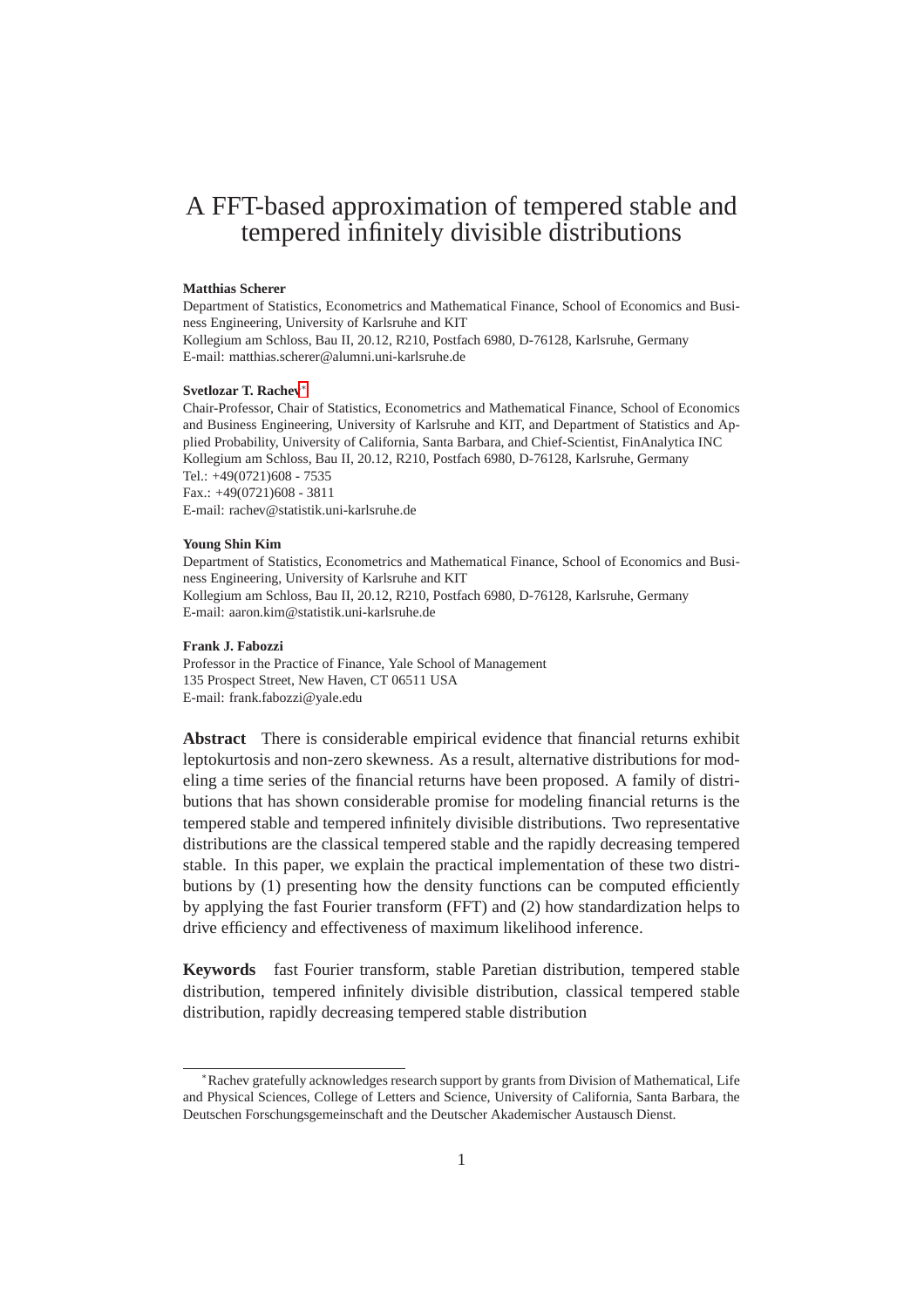# A FFT-based approximation of tempered stable and tempered infinitely divisible distributions

**Matthias Scherer**

Department of Statistics, Econometrics and Mathematical Finance, School of Economics and Business Engineering, University of Karlsruhe and KIT
Kollegium am Schloss, Bau II, 20.12, R210, Postfach 6980, D-76128, Karlsruhe, Germany
E-mail: matthias.scherer@alumni.uni-karlsruhe.de

**Svetlozar T. Rachev**[*]

Chair-Professor, Chair of Statistics, Econometrics and Mathematical Finance, School of Economics and Business Engineering, University of Karlsruhe and KIT, and Department of Statistics and Applied Probability, University of California, Santa Barbara, and Chief-Scientist, FinAnalytica INC
Kollegium am Schloss, Bau II, 20.12, R210, Postfach 6980, D-76128, Karlsruhe, Germany
Tel.: +49(0721)608 - 7535
Fax.: +49(0721)608 - 3811
E-mail: rachev@statistik.uni-karlsruhe.de

**Young Shin Kim**

Department of Statistics, Econometrics and Mathematical Finance, School of Economics and Business Engineering, University of Karlsruhe and KIT
Kollegium am Schloss, Bau II, 20.12, R210, Postfach 6980, D-76128, Karlsruhe, Germany
E-mail: aaron.kim@statistik.uni-karlsruhe.de

**Frank J. Fabozzi**

Professor in the Practice of Finance, Yale School of Management
135 Prospect Street, New Haven, CT 06511 USA
E-mail: frank.fabozzi@yale.edu

**Abstract** There is considerable empirical evidence that financial returns exhibit leptokurtosis and non-zero skewness. As a result, alternative distributions for modeling a time series of the financial returns have been proposed. A family of distributions that has shown considerable promise for modeling financial returns is the tempered stable and tempered infinitely divisible distributions. Two representative distributions are the classical tempered stable and the rapidly decreasing tempered stable. In this paper, we explain the practical implementation of these two distributions by (1) presenting how the density functions can be computed efficiently by applying the fast Fourier transform (FFT) and (2) how standardization helps to drive efficiency and effectiveness of maximum likelihood inference.

**Keywords** fast Fourier transform, stable Paretian distribution, tempered stable distribution, tempered infinitely divisible distribution, classical tempered stable distribution, rapidly decreasing tempered stable distribution

---

[*] Rachev gratefully acknowledges research support by grants from Division of Mathematical, Life and Physical Sciences, College of Letters and Science, University of California, Santa Barbara, the Deutschen Forschungsgemeinschaft and the Deutscher Akademischer Austausch Dienst.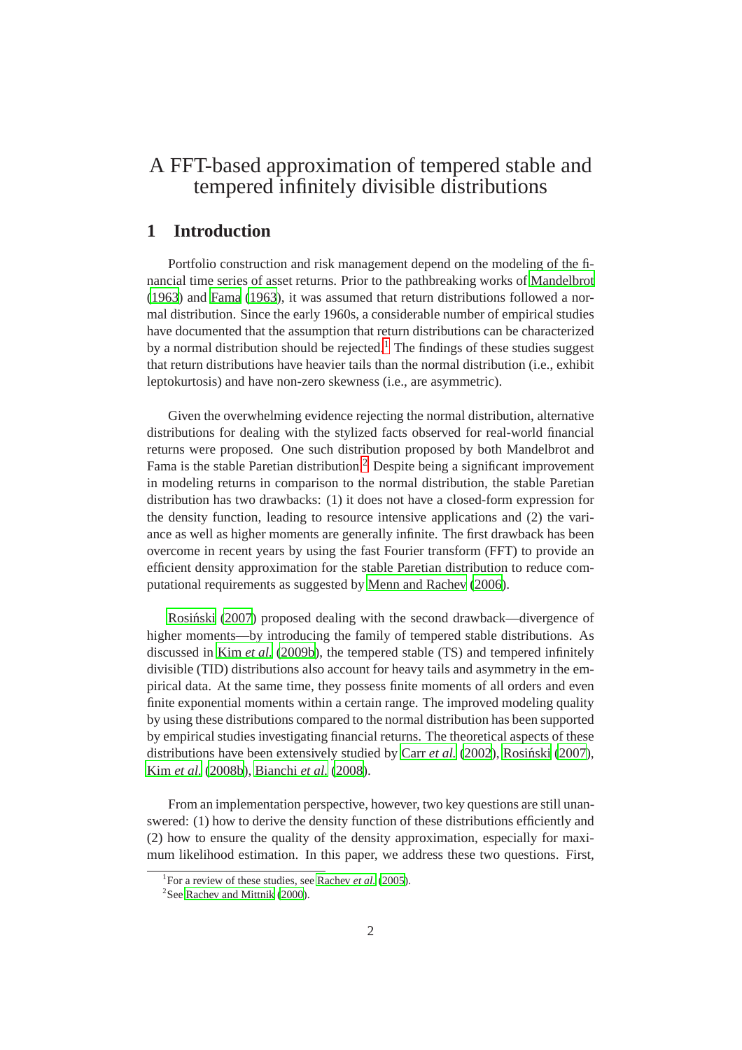# A FFT-based approximation of tempered stable and tempered infinitely divisible distributions

## 1 Introduction

Portfolio construction and risk management depend on the modeling of the financial time series of asset returns. Prior to the pathbreaking works of Mandelbrot (1963) and Fama (1963), it was assumed that return distributions followed a normal distribution. Since the early 1960s, a considerable number of empirical studies have documented that the assumption that return distributions can be characterized by a normal distribution should be rejected.[1] The findings of these studies suggest that return distributions have heavier tails than the normal distribution (i.e., exhibit leptokurtosis) and have non-zero skewness (i.e., are asymmetric).

Given the overwhelming evidence rejecting the normal distribution, alternative distributions for dealing with the stylized facts observed for real-world financial returns were proposed. One such distribution proposed by both Mandelbrot and Fama is the stable Paretian distribution.[2] Despite being a significant improvement in modeling returns in comparison to the normal distribution, the stable Paretian distribution has two drawbacks: (1) it does not have a closed-form expression for the density function, leading to resource intensive applications and (2) the variance as well as higher moments are generally infinite. The first drawback has been overcome in recent years by using the fast Fourier transform (FFT) to provide an efficient density approximation for the stable Paretian distribution to reduce computational requirements as suggested by Menn and Rachev (2006).

Rosiński (2007) proposed dealing with the second drawback—divergence of higher moments—by introducing the family of tempered stable distributions. As discussed in Kim *et al.* (2009b), the tempered stable (TS) and tempered infinitely divisible (TID) distributions also account for heavy tails and asymmetry in the empirical data. At the same time, they possess finite moments of all orders and even finite exponential moments within a certain range. The improved modeling quality by using these distributions compared to the normal distribution has been supported by empirical studies investigating financial returns. The theoretical aspects of these distributions have been extensively studied by Carr *et al.* (2002), Rosiński (2007), Kim *et al.* (2008b), Bianchi *et al.* (2008).

From an implementation perspective, however, two key questions are still unanswered: (1) how to derive the density function of these distributions efficiently and (2) how to ensure the quality of the density approximation, especially for maximum likelihood estimation. In this paper, we address these two questions. First,

[1] For a review of these studies, see Rachev *et al.* (2005).

[2] See Rachev and Mittnik (2000).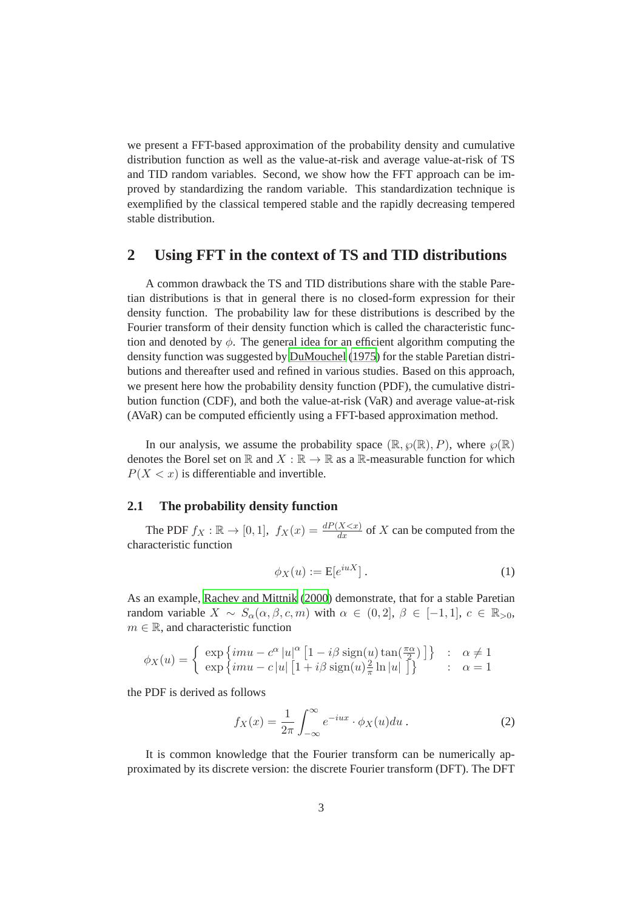we present a FFT-based approximation of the probability density and cumulative distribution function as well as the value-at-risk and average value-at-risk of TS and TID random variables. Second, we show how the FFT approach can be improved by standardizing the random variable. This standardization technique is exemplified by the classical tempered stable and the rapidly decreasing tempered stable distribution.

## 2 Using FFT in the context of TS and TID distributions

A common drawback the TS and TID distributions share with the stable Paretian distributions is that in general there is no closed-form expression for their density function. The probability law for these distributions is described by the Fourier transform of their density function which is called the characteristic function and denoted by $\phi$. The general idea for an efficient algorithm computing the density function was suggested by DuMouchel (1975) for the stable Paretian distributions and thereafter used and refined in various studies. Based on this approach, we present here how the probability density function (PDF), the cumulative distribution function (CDF), and both the value-at-risk (VaR) and average value-at-risk (AVaR) can be computed efficiently using a FFT-based approximation method.

In our analysis, we assume the probability space $(\mathbb{R}, \wp(\mathbb{R}), P)$, where $\wp(\mathbb{R})$ denotes the Borel set on $\mathbb{R}$ and $X : \mathbb{R} \to \mathbb{R}$ as a $\mathbb{R}$-measurable function for which $P(X < x)$ is differentiable and invertible.

### 2.1 The probability density function

The PDF $f_X : \mathbb{R} \to [0, 1],\ f_X(x) = \frac{dP(X<x)}{dx}$ of $X$ can be computed from the characteristic function

$$\phi_X(u) := \mathrm{E}[e^{iuX}] \,. \tag{1}$$

As an example, Rachev and Mittnik (2000) demonstrate, that for a stable Paretian random variable $X \sim S_\alpha(\alpha, \beta, c, m)$ with $\alpha \in (0, 2]$, $\beta \in [-1, 1]$, $c \in \mathbb{R}_{>0}$, $m \in \mathbb{R}$, and characteristic function

$$\phi_X(u) = \begin{cases} \exp\left\{imu - c^\alpha |u|^\alpha \left[1 - i\beta \operatorname{sign}(u) \tan(\frac{\pi\alpha}{2})\right]\right\} & : \quad \alpha \neq 1 \\ \exp\left\{imu - c\,|u| \left[1 + i\beta \operatorname{sign}(u) \frac{2}{\pi} \ln |u|\right]\right\} & : \quad \alpha = 1 \end{cases}$$

the PDF is derived as follows

$$f_X(x) = \frac{1}{2\pi} \int_{-\infty}^{\infty} e^{-iux} \cdot \phi_X(u) du \,. \tag{2}$$

It is common knowledge that the Fourier transform can be numerically approximated by its discrete version: the discrete Fourier transform (DFT). The DFT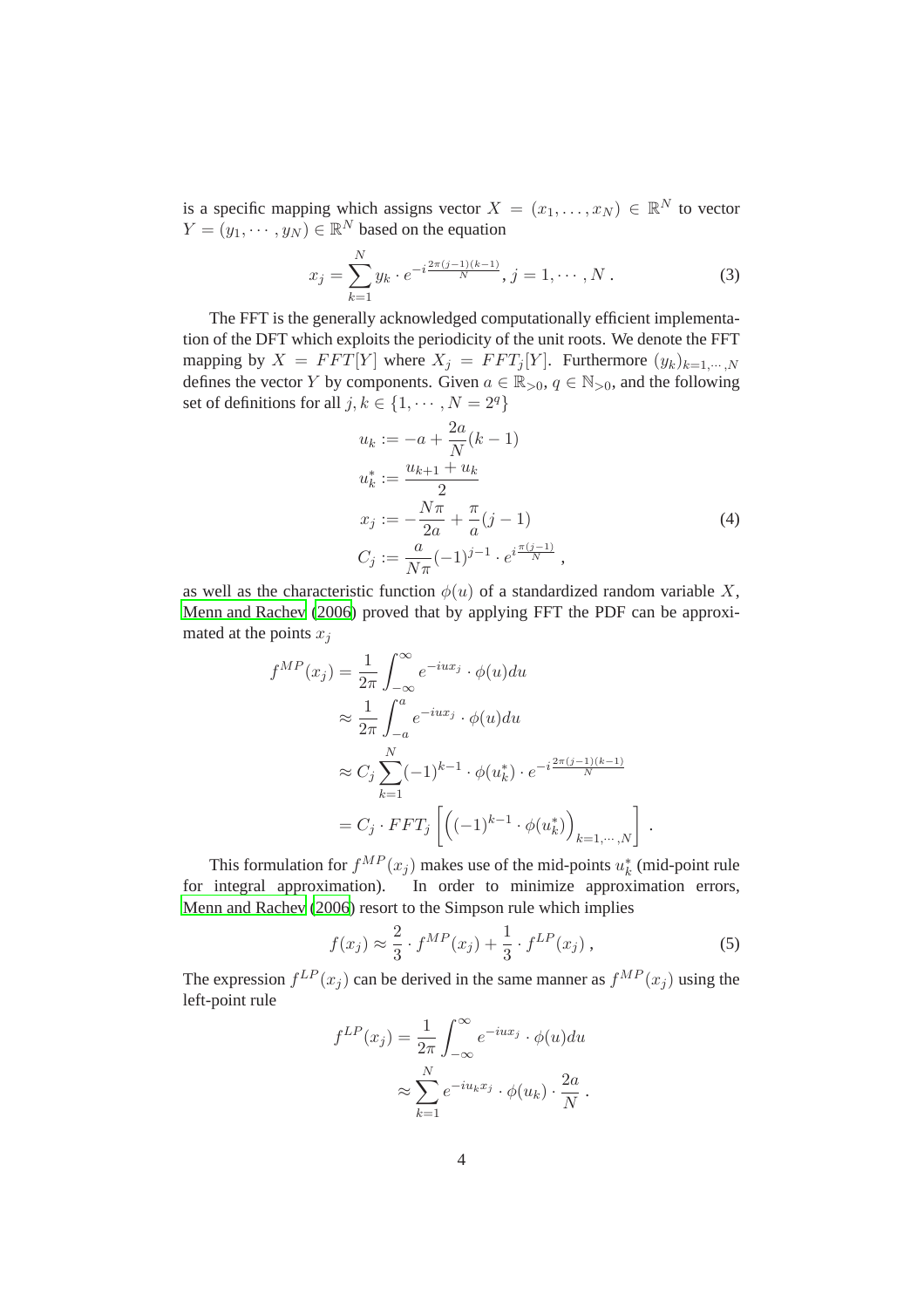is a specific mapping which assigns vector $X = (x_1, \ldots, x_N) \in \mathbb{R}^N$ to vector $Y = (y_1, \cdots, y_N) \in \mathbb{R}^N$ based on the equation

$$x_j = \sum_{k=1}^{N} y_k \cdot e^{-i\frac{2\pi(j-1)(k-1)}{N}}, \, j = 1, \cdots, N \, . \tag{3}$$

The FFT is the generally acknowledged computationally efficient implementation of the DFT which exploits the periodicity of the unit roots. We denote the FFT mapping by $X = FFT[Y]$ where $X_j = FFT_j[Y]$. Furthermore $(y_k)_{k=1,\cdots,N}$ defines the vector $Y$ by components. Given $a \in \mathbb{R}_{>0}$, $q \in \mathbb{N}_{>0}$, and the following set of definitions for all $j, k \in \{1, \cdots, N = 2^q\}$

$$\begin{aligned}
u_k &:= -a + \frac{2a}{N}(k-1) \\
u_k^* &:= \frac{u_{k+1} + u_k}{2} \\
x_j &:= -\frac{N\pi}{2a} + \frac{\pi}{a}(j-1) \\
C_j &:= \frac{a}{N\pi}(-1)^{j-1} \cdot e^{i\frac{\pi(j-1)}{N}} \, ,
\end{aligned} \tag{4}$$

as well as the characteristic function $\phi(u)$ of a standardized random variable $X$, Menn and Rachev (2006) proved that by applying FFT the PDF can be approximated at the points $x_j$

$$\begin{aligned}
f^{MP}(x_j) &= \frac{1}{2\pi}\int_{-\infty}^{\infty} e^{-iux_j} \cdot \phi(u) du \\
&\approx \frac{1}{2\pi}\int_{-a}^{a} e^{-iux_j} \cdot \phi(u) du \\
&\approx C_j \sum_{k=1}^{N} (-1)^{k-1} \cdot \phi(u_k^*) \cdot e^{-i\frac{2\pi(j-1)(k-1)}{N}} \\
&= C_j \cdot FFT_j\left[\left((-1)^{k-1} \cdot \phi(u_k^*)\right)_{k=1,\cdots,N}\right] \, .
\end{aligned}$$

This formulation for $f^{MP}(x_j)$ makes use of the mid-points $u_k^*$ (mid-point rule for integral approximation). In order to minimize approximation errors, Menn and Rachev (2006) resort to the Simpson rule which implies

$$f(x_j) \approx \frac{2}{3} \cdot f^{MP}(x_j) + \frac{1}{3} \cdot f^{LP}(x_j) \, , \tag{5}$$

The expression $f^{LP}(x_j)$ can be derived in the same manner as $f^{MP}(x_j)$ using the left-point rule

$$\begin{aligned}
f^{LP}(x_j) &= \frac{1}{2\pi}\int_{-\infty}^{\infty} e^{-iux_j} \cdot \phi(u) du \\
&\approx \sum_{k=1}^{N} e^{-iu_k x_j} \cdot \phi(u_k) \cdot \frac{2a}{N} \, .
\end{aligned}$$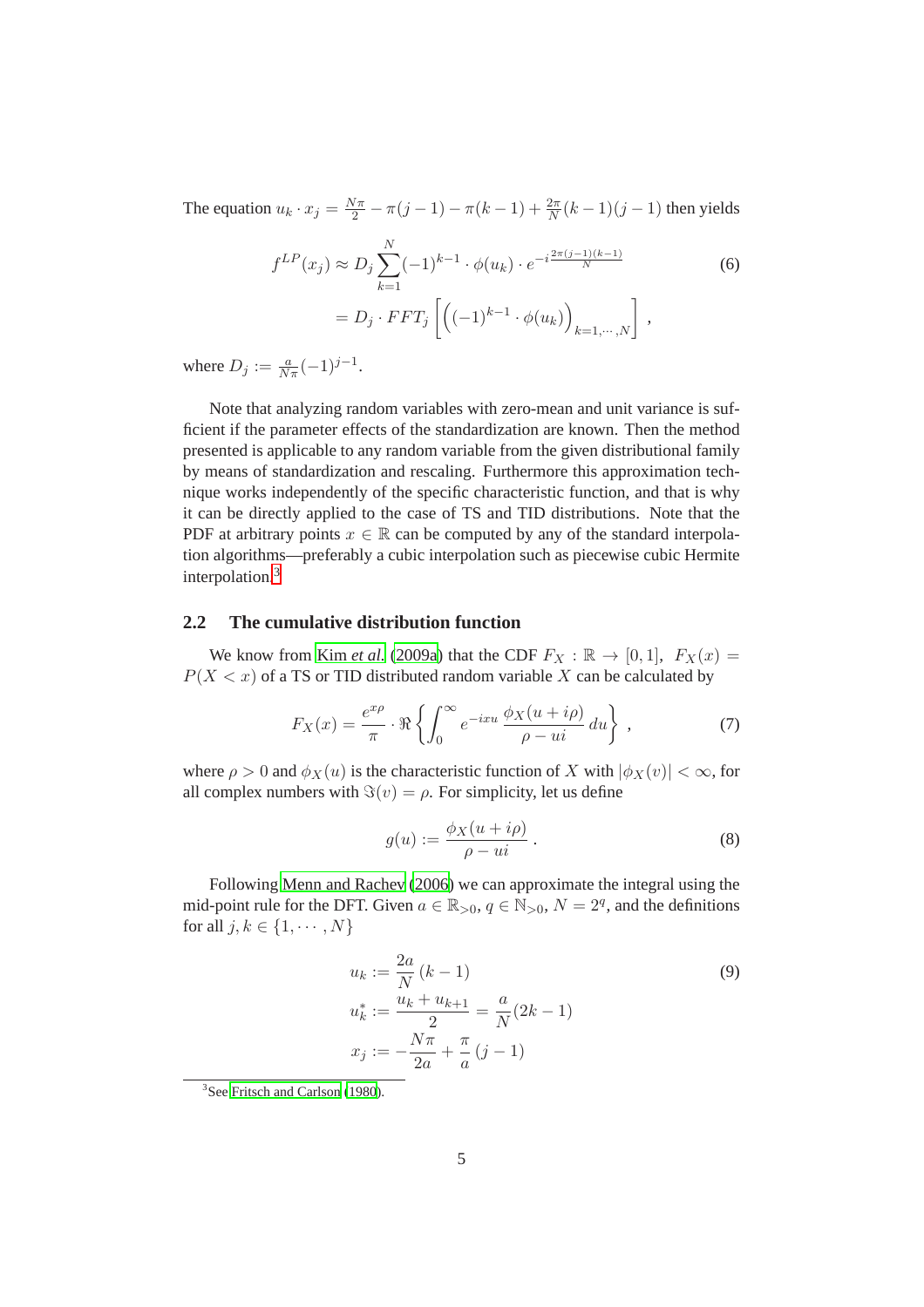The equation $u_k \cdot x_j = \frac{N\pi}{2} - \pi(j-1) - \pi(k-1) + \frac{2\pi}{N}(k-1)(j-1)$ then yields

$$
\begin{aligned}
f^{LP}(x_j) &\approx D_j \sum_{k=1}^{N} (-1)^{k-1} \cdot \phi(u_k) \cdot e^{-i\frac{2\pi(j-1)(k-1)}{N}} \\
&= D_j \cdot FFT_j \left[ \left( (-1)^{k-1} \cdot \phi(u_k) \right)_{k=1,\cdots,N} \right] ,
\end{aligned} \tag{6}
$$

where $D_j := \frac{a}{N\pi}(-1)^{j-1}$.

Note that analyzing random variables with zero-mean and unit variance is sufficient if the parameter effects of the standardization are known. Then the method presented is applicable to any random variable from the given distributional family by means of standardization and rescaling. Furthermore this approximation technique works independently of the specific characteristic function, and that is why it can be directly applied to the case of TS and TID distributions. Note that the PDF at arbitrary points $x \in \mathbb{R}$ can be computed by any of the standard interpolation algorithms—preferably a cubic interpolation such as piecewise cubic Hermite interpolation.[3]

## 2.2 The cumulative distribution function

We know from Kim *et al.* (2009a) that the CDF $F_X : \mathbb{R} \to [0,1],\ F_X(x) = P(X < x)$ of a TS or TID distributed random variable $X$ can be calculated by

$$
F_X(x) = \frac{e^{x\rho}}{\pi} \cdot \Re \left\{ \int_0^\infty e^{-ixu} \, \frac{\phi_X(u + i\rho)}{\rho - ui} \, du \right\} , \tag{7}
$$

where $\rho > 0$ and $\phi_X(u)$ is the characteristic function of $X$ with $|\phi_X(v)| < \infty$, for all complex numbers with $\Im(v) = \rho$. For simplicity, let us define

$$
g(u) := \frac{\phi_X(u + i\rho)}{\rho - ui} . \tag{8}
$$

Following Menn and Rachev (2006) we can approximate the integral using the mid-point rule for the DFT. Given $a \in \mathbb{R}_{>0}$, $q \in \mathbb{N}_{>0}$, $N = 2^q$, and the definitions for all $j, k \in \{1, \cdots, N\}$

$$
\begin{aligned}
u_k &:= \frac{2a}{N}(k-1) \\
u_k^* &:= \frac{u_k + u_{k+1}}{2} = \frac{a}{N}(2k-1) \\
x_j &:= -\frac{N\pi}{2a} + \frac{\pi}{a}(j-1)
\end{aligned} \tag{9}
$$

[3] See Fritsch and Carlson (1980).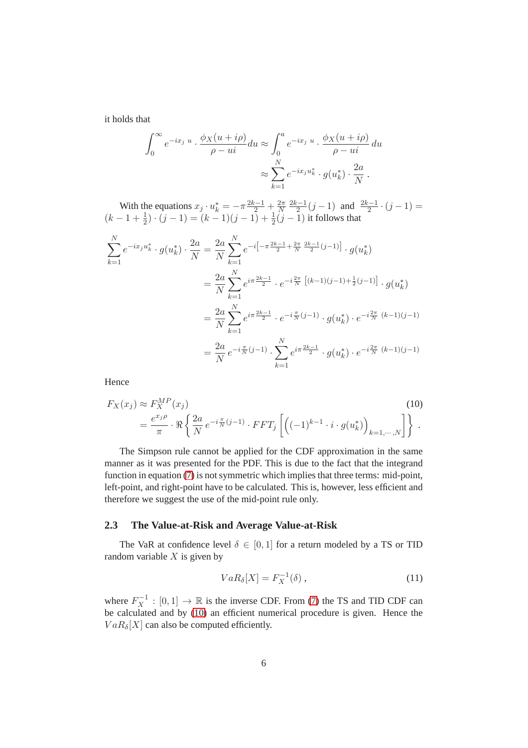it holds that

$$\int_0^\infty e^{-ix_j\ u} \cdot \frac{\phi_X(u+i\rho)}{\rho - ui} du \approx \int_0^a e^{-ix_j\ u} \cdot \frac{\phi_X(u+i\rho)}{\rho - ui}\, du$$
$$\approx \sum_{k=1}^{N} e^{-ix_j u_k^*} \cdot g(u_k^*) \cdot \frac{2a}{N} \,.$$

With the equations $x_j \cdot u_k^* = -\pi\frac{2k-1}{2} + \frac{2\pi}{N}\ \frac{2k-1}{2}(j-1)$ and $\frac{2k-1}{2} \cdot (j-1) = (k-1+\frac{1}{2}) \cdot (j-1) = (k-1)(j-1) + \frac{1}{2}(j-1)$ it follows that

$$\begin{aligned}
\sum_{k=1}^{N} e^{-ix_j u_k^*} \cdot g(u_k^*) \cdot \frac{2a}{N} &= \frac{2a}{N} \sum_{k=1}^{N} e^{-i\left[-\pi\frac{2k-1}{2} + \frac{2\pi}{N}\ \frac{2k-1}{2}(j-1)\right]} \cdot g(u_k^*) \\
&= \frac{2a}{N} \sum_{k=1}^{N} e^{i\pi\frac{2k-1}{2}} \cdot e^{-i\frac{2\pi}{N}\ \left[(k-1)(j-1) + \frac{1}{2}(j-1)\right]} \cdot g(u_k^*) \\
&= \frac{2a}{N} \sum_{k=1}^{N} e^{i\pi\frac{2k-1}{2}} \cdot e^{-i\frac{\pi}{N}(j-1)} \cdot g(u_k^*) \cdot e^{-i\frac{2\pi}{N}\ (k-1)(j-1)} \\
&= \frac{2a}{N}\, e^{-i\frac{\pi}{N}(j-1)} \cdot \sum_{k=1}^{N} e^{i\pi\frac{2k-1}{2}} \cdot g(u_k^*) \cdot e^{-i\frac{2\pi}{N}\ (k-1)(j-1)}
\end{aligned}$$

Hence

$$\begin{aligned}
F_X(x_j) &\approx F_X^{MP}(x_j) \\
&= \frac{e^{x_j\rho}}{\pi} \cdot \Re\left\{ \frac{2a}{N}\, e^{-i\frac{\pi}{N}(j-1)} \cdot FFT_j\left[ \left( (-1)^{k-1} \cdot i \cdot g(u_k^*) \right)_{k=1,\cdots,N} \right] \right\} \,.
\end{aligned} \tag{10}$$

The Simpson rule cannot be applied for the CDF approximation in the same manner as it was presented for the PDF. This is due to the fact that the integrand function in equation (7) is not symmetric which implies that three terms: mid-point, left-point, and right-point have to be calculated. This is, however, less efficient and therefore we suggest the use of the mid-point rule only.

### 2.3 The Value-at-Risk and Average Value-at-Risk

The VaR at confidence level $\delta \in [0,1]$ for a return modeled by a TS or TID random variable $X$ is given by

$$VaR_\delta[X] = F_X^{-1}(\delta)\,, \tag{11}$$

where $F_X^{-1} : [0,1] \to \mathbb{R}$ is the inverse CDF. From (7) the TS and TID CDF can be calculated and by (10) an efficient numerical procedure is given. Hence the $VaR_\delta[X]$ can also be computed efficiently.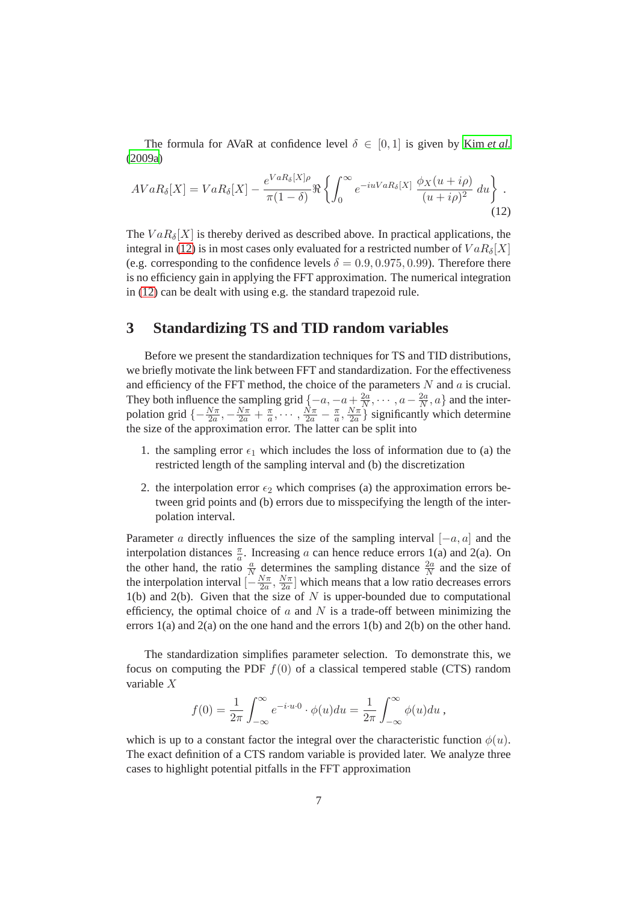The formula for AVaR at confidence level $\delta \in [0,1]$ is given by Kim *et al.* (2009a)

$$AVaR_\delta[X] = VaR_\delta[X] - \frac{e^{VaR_\delta[X]\rho}}{\pi(1-\delta)} \Re\left\{ \int_0^\infty e^{-iuVaR_\delta[X]} \, \frac{\phi_X(u+i\rho)}{(u+i\rho)^2} \, du \right\} . \tag{12}$$

The $VaR_\delta[X]$ is thereby derived as described above. In practical applications, the integral in (12) is in most cases only evaluated for a restricted number of $VaR_\delta[X]$ (e.g. corresponding to the confidence levels $\delta = 0.9, 0.975, 0.99$). Therefore there is no efficiency gain in applying the FFT approximation. The numerical integration in (12) can be dealt with using e.g. the standard trapezoid rule.

## 3 Standardizing TS and TID random variables

Before we present the standardization techniques for TS and TID distributions, we briefly motivate the link between FFT and standardization. For the effectiveness and efficiency of the FFT method, the choice of the parameters $N$ and $a$ is crucial. They both influence the sampling grid $\{-a, -a+\frac{2a}{N}, \cdots, a-\frac{2a}{N}, a\}$ and the interpolation grid $\{-\frac{N\pi}{2a}, -\frac{N\pi}{2a}+\frac{\pi}{a}, \cdots, \frac{N\pi}{2a}-\frac{\pi}{a}, \frac{N\pi}{2a}\}$ significantly which determine the size of the approximation error. The latter can be split into

1. the sampling error $\epsilon_1$ which includes the loss of information due to (a) the restricted length of the sampling interval and (b) the discretization
2. the interpolation error $\epsilon_2$ which comprises (a) the approximation errors between grid points and (b) errors due to misspecifying the length of the interpolation interval.

Parameter $a$ directly influences the size of the sampling interval $[-a, a]$ and the interpolation distances $\frac{\pi}{a}$. Increasing $a$ can hence reduce errors 1(a) and 2(a). On the other hand, the ratio $\frac{a}{N}$ determines the sampling distance $\frac{2a}{N}$ and the size of the interpolation interval $[-\frac{N\pi}{2a}, \frac{N\pi}{2a}]$ which means that a low ratio decreases errors 1(b) and 2(b). Given that the size of $N$ is upper-bounded due to computational efficiency, the optimal choice of $a$ and $N$ is a trade-off between minimizing the errors 1(a) and 2(a) on the one hand and the errors 1(b) and 2(b) on the other hand.

The standardization simplifies parameter selection. To demonstrate this, we focus on computing the PDF $f(0)$ of a classical tempered stable (CTS) random variable $X$

$$f(0) = \frac{1}{2\pi} \int_{-\infty}^{\infty} e^{-i\cdot u\cdot 0} \cdot \phi(u) du = \frac{1}{2\pi} \int_{-\infty}^{\infty} \phi(u) du \, ,$$

which is up to a constant factor the integral over the characteristic function $\phi(u)$. The exact definition of a CTS random variable is provided later. We analyze three cases to highlight potential pitfalls in the FFT approximation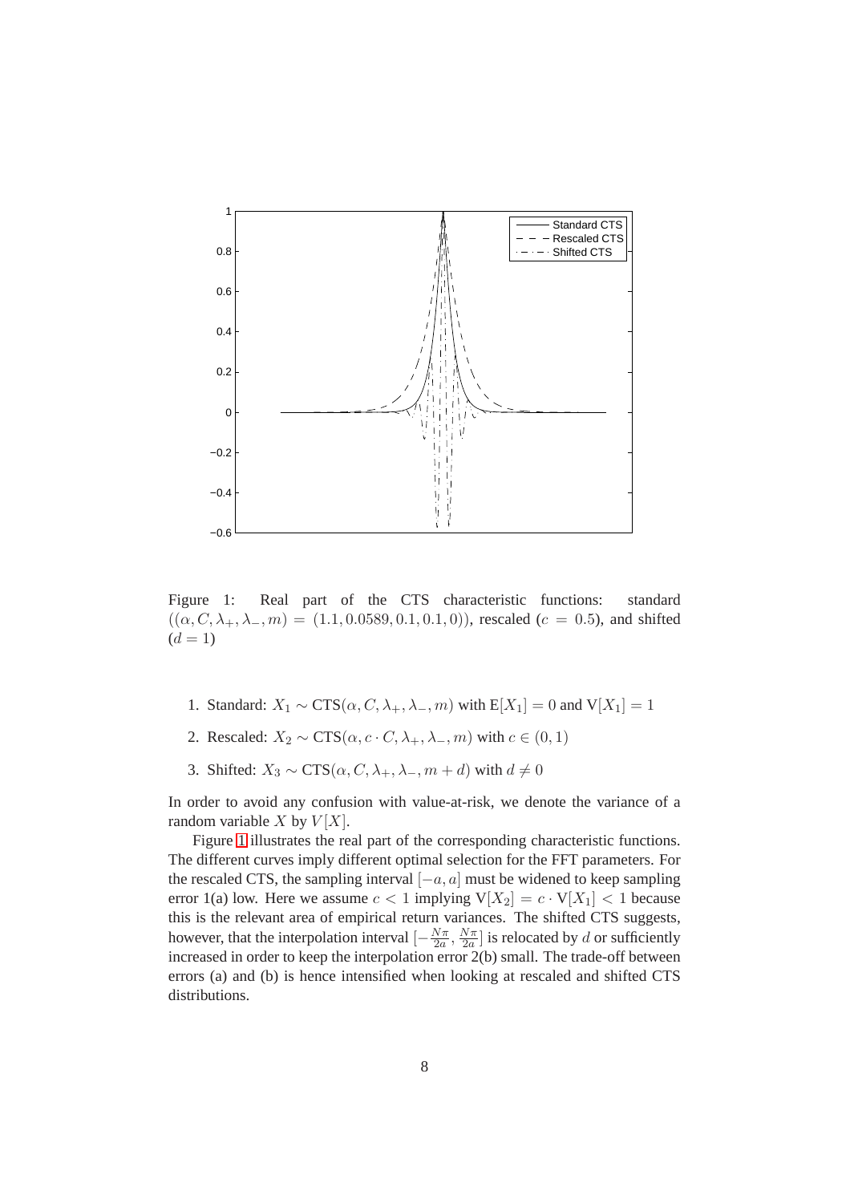Figure 1: Real part of the CTS characteristic functions: standard $((\alpha, C, \lambda_+, \lambda_-, m) = (1.1, 0.0589, 0.1, 0.1, 0))$, rescaled ($c = 0.5$), and shifted ($d = 1$)

1. Standard: $X_1 \sim \text{CTS}(\alpha, C, \lambda_+, \lambda_-, m)$ with $\text{E}[X_1] = 0$ and $\text{V}[X_1] = 1$
2. Rescaled: $X_2 \sim \text{CTS}(\alpha, c \cdot C, \lambda_+, \lambda_-, m)$ with $c \in (0, 1)$
3. Shifted: $X_3 \sim \text{CTS}(\alpha, C, \lambda_+, \lambda_-, m + d)$ with $d \neq 0$

In order to avoid any confusion with value-at-risk, we denote the variance of a random variable $X$ by $V[X]$.

Figure 1 illustrates the real part of the corresponding characteristic functions. The different curves imply different optimal selection for the FFT parameters. For the rescaled CTS, the sampling interval $[-a, a]$ must be widened to keep sampling error 1(a) low. Here we assume $c < 1$ implying $\text{V}[X_2] = c \cdot \text{V}[X_1] < 1$ because this is the relevant area of empirical return variances. The shifted CTS suggests, however, that the interpolation interval $[-\frac{N\pi}{2a}, \frac{N\pi}{2a}]$ is relocated by $d$ or sufficiently increased in order to keep the interpolation error 2(b) small. The trade-off between errors (a) and (b) is hence intensified when looking at rescaled and shifted CTS distributions.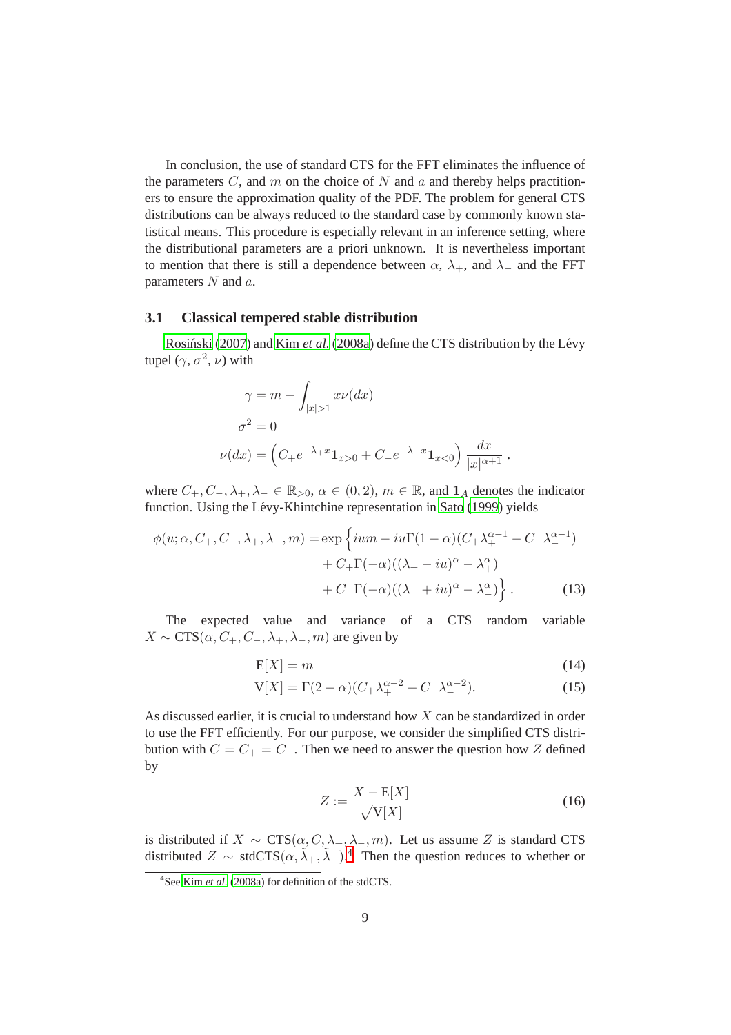In conclusion, the use of standard CTS for the FFT eliminates the influence of the parameters $C$, and $m$ on the choice of $N$ and $a$ and thereby helps practitioners to ensure the approximation quality of the PDF. The problem for general CTS distributions can be always reduced to the standard case by commonly known statistical means. This procedure is especially relevant in an inference setting, where the distributional parameters are a priori unknown. It is nevertheless important to mention that there is still a dependence between $\alpha$, $\lambda_+$, and $\lambda_-$ and the FFT parameters $N$ and $a$.

### 3.1 Classical tempered stable distribution

Rosiński (2007) and Kim *et al.* (2008a) define the CTS distribution by the Lévy tupel $(\gamma, \sigma^2, \nu)$ with

$$
\begin{aligned}
\gamma &= m - \int_{|x|>1} x\nu(dx) \\
\sigma^2 &= 0 \\
\nu(dx) &= \left(C_+ e^{-\lambda_+ x}\mathbf{1}_{x>0} + C_- e^{-\lambda_- x}\mathbf{1}_{x<0}\right)\frac{dx}{|x|^{\alpha+1}} .
\end{aligned}
$$

where $C_+, C_-, \lambda_+, \lambda_- \in \mathbb{R}_{>0}$, $\alpha \in (0,2)$, $m \in \mathbb{R}$, and $\mathbf{1}_A$ denotes the indicator function. Using the Lévy-Khintchine representation in Sato (1999) yields

$$
\begin{aligned}
\phi(u;\alpha, C_+, C_-, \lambda_+, \lambda_-, m) = \exp\Big\{ & ium - iu\Gamma(1-\alpha)(C_+\lambda_+^{\alpha-1} - C_-\lambda_-^{\alpha-1}) \\
& + C_+\Gamma(-\alpha)((\lambda_+ - iu)^\alpha - \lambda_+^\alpha) \\
& + C_-\Gamma(-\alpha)((\lambda_- + iu)^\alpha - \lambda_-^\alpha)\Big\} . \qquad (13)
\end{aligned}
$$

The expected value and variance of a CTS random variable $X \sim \text{CTS}(\alpha, C_+, C_-, \lambda_+, \lambda_-, m)$ are given by

$$
\text{E}[X] = m \qquad (14)
$$

$$
\text{V}[X] = \Gamma(2-\alpha)(C_+\lambda_+^{\alpha-2} + C_-\lambda_-^{\alpha-2}). \qquad (15)
$$

As discussed earlier, it is crucial to understand how $X$ can be standardized in order to use the FFT efficiently. For our purpose, we consider the simplified CTS distribution with $C = C_+ = C_-$. Then we need to answer the question how $Z$ defined by

$$
Z := \frac{X - \text{E}[X]}{\sqrt{\text{V}[X]}} \qquad (16)
$$

is distributed if $X \sim \text{CTS}(\alpha, C, \lambda_+, \lambda_-, m)$. Let us assume $Z$ is standard CTS distributed $Z \sim \text{stdCTS}(\alpha, \tilde{\lambda}_+, \tilde{\lambda}_-)$.[4] Then the question reduces to whether or

[4] See Kim *et al.* (2008a) for definition of the stdCTS.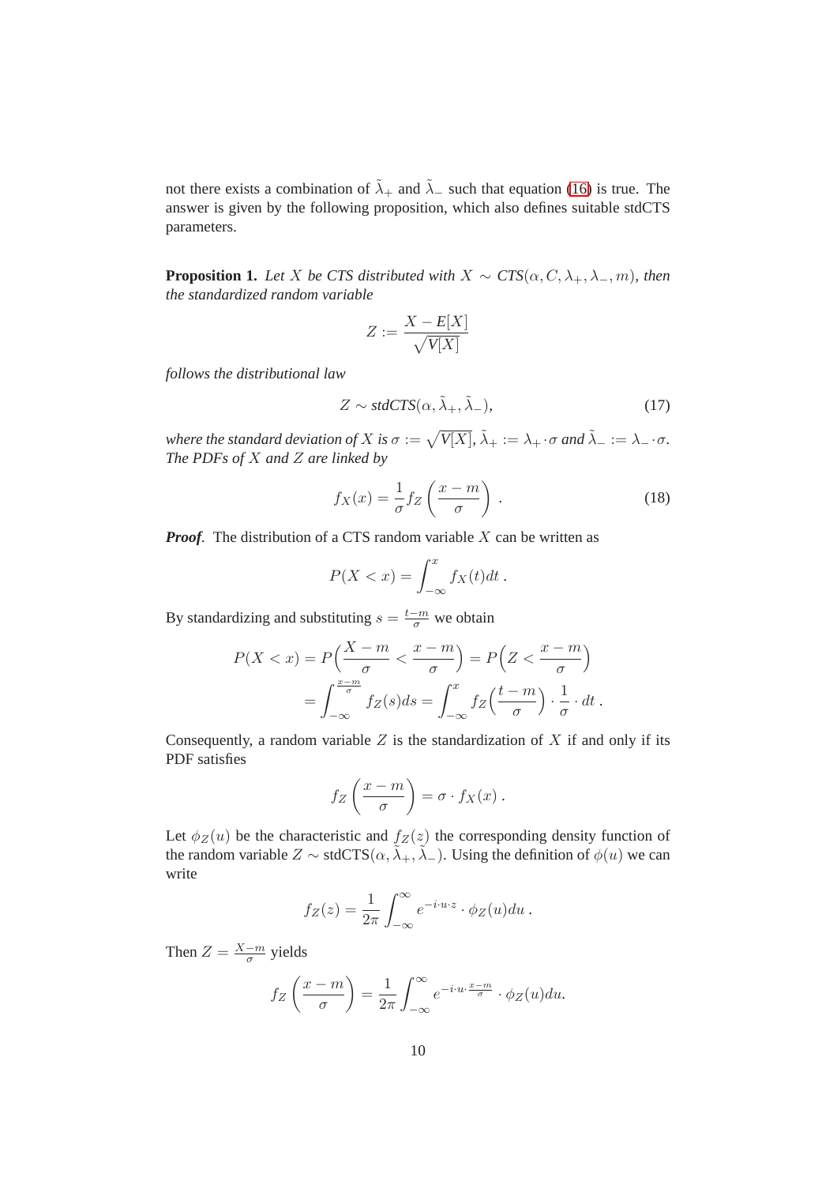not there exists a combination of $\tilde{\lambda}_+$ and $\tilde{\lambda}_-$ such that equation (16) is true. The answer is given by the following proposition, which also defines suitable stdCTS parameters.

**Proposition 1.** *Let $X$ be CTS distributed with $X \sim CTS(\alpha, C, \lambda_+, \lambda_-, m)$, then the standardized random variable*

$$Z := \frac{X - E[X]}{\sqrt{V[X]}}$$

*follows the distributional law*

$$Z \sim stdCTS(\alpha, \tilde{\lambda}_+, \tilde{\lambda}_-), \tag{17}$$

*where the standard deviation of $X$ is $\sigma := \sqrt{V[X]}$, $\tilde{\lambda}_+ := \lambda_+ \cdot \sigma$ and $\tilde{\lambda}_- := \lambda_- \cdot \sigma$. The PDFs of $X$ and $Z$ are linked by*

$$f_X(x) = \frac{1}{\sigma} f_Z\left(\frac{x - m}{\sigma}\right) . \tag{18}$$

***Proof.*** The distribution of a CTS random variable $X$ can be written as

$$P(X < x) = \int_{-\infty}^{x} f_X(t) dt .$$

By standardizing and substituting $s = \frac{t-m}{\sigma}$ we obtain

$$\begin{aligned} P(X < x) &= P\Big(\frac{X - m}{\sigma} < \frac{x - m}{\sigma}\Big) = P\Big(Z < \frac{x - m}{\sigma}\Big) \\ &= \int_{-\infty}^{\frac{x-m}{\sigma}} f_Z(s) ds = \int_{-\infty}^{x} f_Z\Big(\frac{t - m}{\sigma}\Big) \cdot \frac{1}{\sigma} \cdot dt . \end{aligned}$$

Consequently, a random variable $Z$ is the standardization of $X$ if and only if its PDF satisfies

$$f_Z\left(\frac{x - m}{\sigma}\right) = \sigma \cdot f_X(x) .$$

Let $\phi_Z(u)$ be the characteristic and $f_Z(z)$ the corresponding density function of the random variable $Z \sim \text{stdCTS}(\alpha, \tilde{\lambda}_+, \tilde{\lambda}_-)$. Using the definition of $\phi(u)$ we can write

$$f_Z(z) = \frac{1}{2\pi} \int_{-\infty}^{\infty} e^{-i \cdot u \cdot z} \cdot \phi_Z(u) du .$$

Then $Z = \frac{X-m}{\sigma}$ yields

$$f_Z\left(\frac{x - m}{\sigma}\right) = \frac{1}{2\pi} \int_{-\infty}^{\infty} e^{-i \cdot u \cdot \frac{x-m}{\sigma}} \cdot \phi_Z(u) du.$$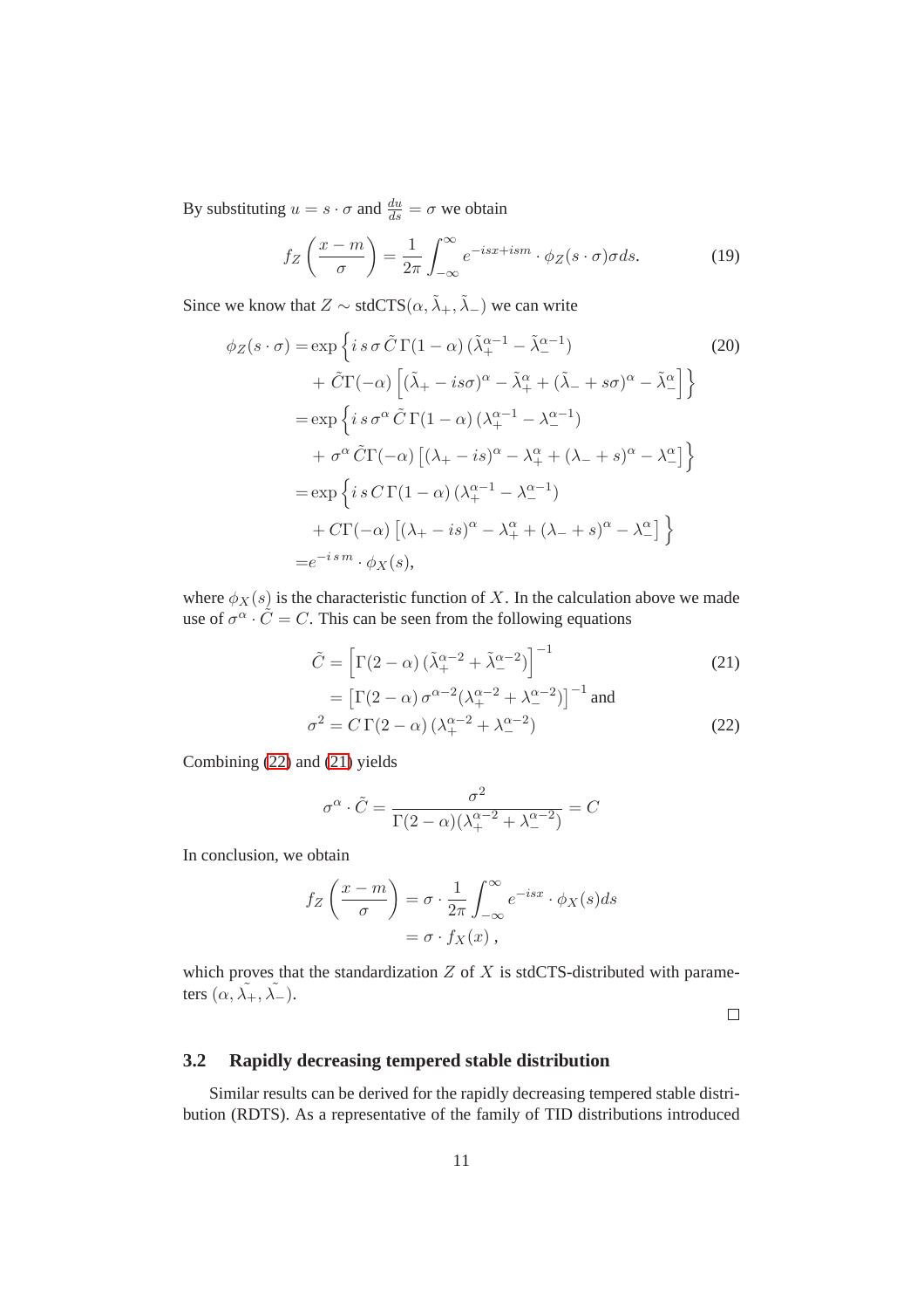By substituting $u = s \cdot \sigma$ and $\frac{du}{ds} = \sigma$ we obtain

$$f_Z\left(\frac{x-m}{\sigma}\right) = \frac{1}{2\pi}\int_{-\infty}^{\infty} e^{-isx+ism} \cdot \phi_Z(s\cdot\sigma)\sigma ds. \tag{19}$$

Since we know that $Z \sim \text{stdCTS}(\alpha, \tilde{\lambda}_+, \tilde{\lambda}_-)$ we can write

$$\begin{aligned}
\phi_Z(s\cdot\sigma) =& \exp\Big\{ i\, s\, \sigma\, \tilde{C}\,\Gamma(1-\alpha)\,(\tilde{\lambda}_+^{\alpha-1} - \tilde{\lambda}_-^{\alpha-1}) \\
&+ \tilde{C}\Gamma(-\alpha)\left[(\tilde{\lambda}_+ - is\sigma)^\alpha - \tilde{\lambda}_+^\alpha + (\tilde{\lambda}_- + s\sigma)^\alpha - \tilde{\lambda}_-^\alpha\right]\Big\} \\
=& \exp\Big\{ i\, s\, \sigma^\alpha\, \tilde{C}\,\Gamma(1-\alpha)\,(\lambda_+^{\alpha-1} - \lambda_-^{\alpha-1}) \\
&+ \sigma^\alpha\, \tilde{C}\Gamma(-\alpha)\left[(\lambda_+ - is)^\alpha - \lambda_+^\alpha + (\lambda_- + s)^\alpha - \lambda_-^\alpha\right]\Big\} \\
=& \exp\Big\{ i\, s\, C\,\Gamma(1-\alpha)\,(\lambda_+^{\alpha-1} - \lambda_-^{\alpha-1}) \\
&+ C\Gamma(-\alpha)\left[(\lambda_+ - is)^\alpha - \lambda_+^\alpha + (\lambda_- + s)^\alpha - \lambda_-^\alpha\right]\Big\} \\
=& e^{-i\,s\,m} \cdot \phi_X(s),
\end{aligned} \tag{20}$$

where $\phi_X(s)$ is the characteristic function of $X$. In the calculation above we made use of $\sigma^\alpha \cdot \tilde{C} = C$. This can be seen from the following equations

$$\begin{aligned}
\tilde{C} &= \left[\Gamma(2-\alpha)\,(\tilde{\lambda}_+^{\alpha-2} + \tilde{\lambda}_-^{\alpha-2})\right]^{-1} \\
&= \left[\Gamma(2-\alpha)\,\sigma^{\alpha-2}(\lambda_+^{\alpha-2} + \lambda_-^{\alpha-2})\right]^{-1} \text{ and}
\end{aligned} \tag{21}$$

$$\sigma^2 = C\,\Gamma(2-\alpha)\,(\lambda_+^{\alpha-2} + \lambda_-^{\alpha-2}) \tag{22}$$

Combining (22) and (21) yields

$$\sigma^\alpha \cdot \tilde{C} = \frac{\sigma^2}{\Gamma(2-\alpha)(\lambda_+^{\alpha-2} + \lambda_-^{\alpha-2})} = C$$

In conclusion, we obtain

$$\begin{aligned}
f_Z\left(\frac{x-m}{\sigma}\right) &= \sigma \cdot \frac{1}{2\pi}\int_{-\infty}^{\infty} e^{-isx} \cdot \phi_X(s) ds \\
&= \sigma \cdot f_X(x)\,,
\end{aligned}$$

which proves that the standardization $Z$ of $X$ is stdCTS-distributed with parameters $(\alpha, \tilde{\lambda_+}, \tilde{\lambda_-})$.

□

### 3.2 Rapidly decreasing tempered stable distribution

Similar results can be derived for the rapidly decreasing tempered stable distribution (RDTS). As a representative of the family of TID distributions introduced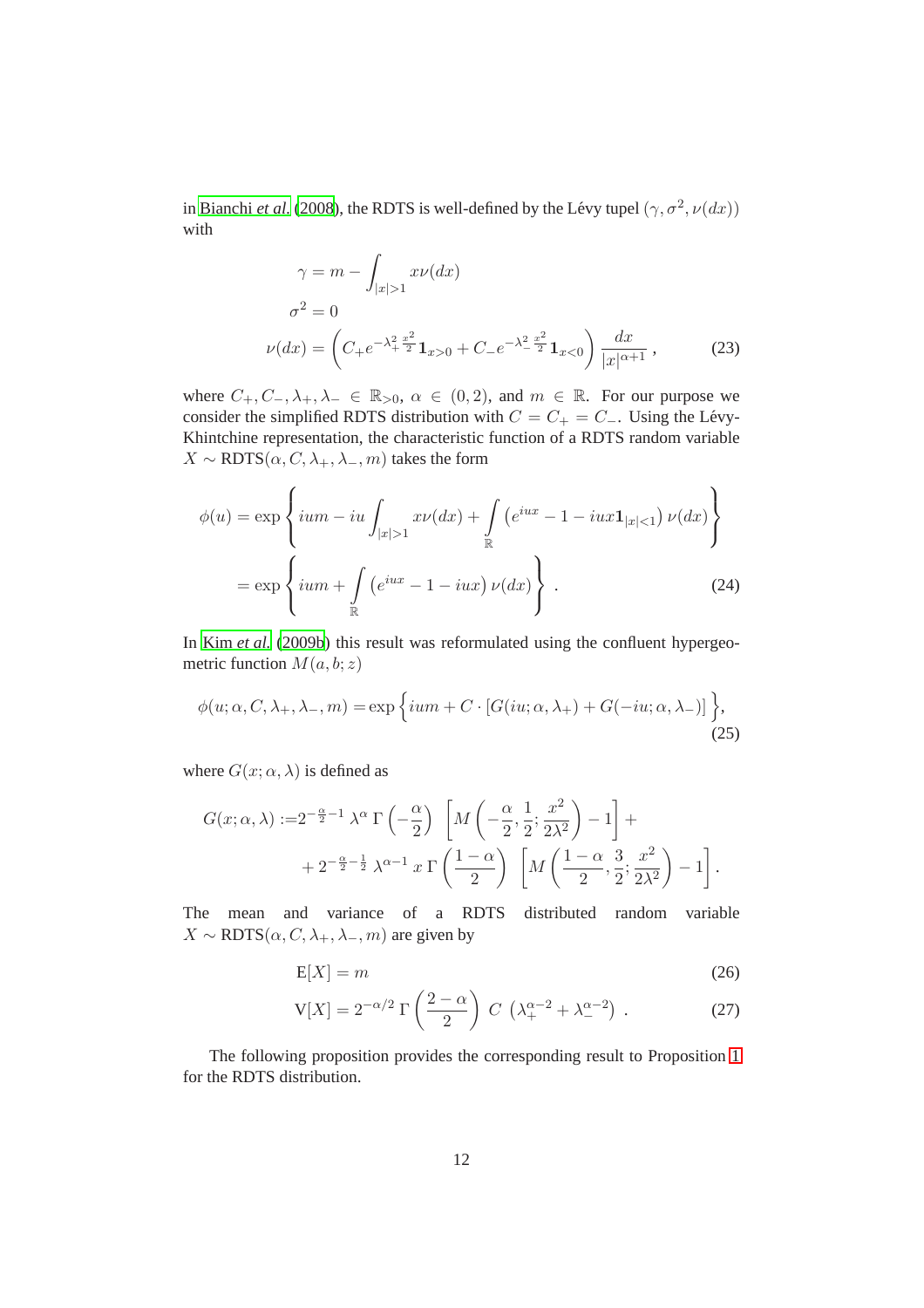in Bianchi *et al.* (2008), the RDTS is well-defined by the Lévy tupel $(\gamma, \sigma^2, \nu(dx))$ with

$$
\begin{aligned}
\gamma &= m - \int_{|x|>1} x\nu(dx) \\
\sigma^2 &= 0 \\
\nu(dx) &= \left( C_+ e^{-\lambda_+^2 \frac{x^2}{2}} \mathbf{1}_{x>0} + C_- e^{-\lambda_-^2 \frac{x^2}{2}} \mathbf{1}_{x<0} \right) \frac{dx}{|x|^{\alpha+1}} \,, \qquad (23)
\end{aligned}
$$

where $C_+, C_-, \lambda_+, \lambda_- \in \mathbb{R}_{>0}$, $\alpha \in (0, 2)$, and $m \in \mathbb{R}$. For our purpose we consider the simplified RDTS distribution with $C = C_+ = C_-$. Using the Lévy-Khintchine representation, the characteristic function of a RDTS random variable $X \sim \text{RDTS}(\alpha, C, \lambda_+, \lambda_-, m)$ takes the form

$$
\begin{aligned}
\phi(u) &= \exp\left\{ ium - iu \int_{|x|>1} x\nu(dx) + \int_{\mathbb{R}} \left( e^{iux} - 1 - iux\mathbf{1}_{|x|<1} \right) \nu(dx) \right\} \\
&= \exp\left\{ ium + \int_{\mathbb{R}} \left( e^{iux} - 1 - iux \right) \nu(dx) \right\} \,. \qquad (24)
\end{aligned}
$$

In Kim *et al.* (2009b) this result was reformulated using the confluent hypergeometric function $M(a, b; z)$

$$
\phi(u; \alpha, C, \lambda_+, \lambda_-, m) = \exp\Big\{ ium + C \cdot [G(iu; \alpha, \lambda_+) + G(-iu; \alpha, \lambda_-)] \Big\}, \qquad (25)
$$

where $G(x; \alpha, \lambda)$ is defined as

$$
\begin{aligned}
G(x; \alpha, \lambda) :=& 2^{-\frac{\alpha}{2}-1} \, \lambda^{\alpha} \, \Gamma\left(-\frac{\alpha}{2}\right) \, \left[ M\left(-\frac{\alpha}{2}, \frac{1}{2}; \frac{x^2}{2\lambda^2}\right) - 1 \right] + \\
&+ 2^{-\frac{\alpha}{2}-\frac{1}{2}} \, \lambda^{\alpha-1} \, x \, \Gamma\left(\frac{1-\alpha}{2}\right) \, \left[ M\left(\frac{1-\alpha}{2}, \frac{3}{2}; \frac{x^2}{2\lambda^2}\right) - 1 \right].
\end{aligned}
$$

The mean and variance of a RDTS distributed random variable $X \sim \text{RDTS}(\alpha, C, \lambda_+, \lambda_-, m)$ are given by

$$
\begin{aligned}
\mathrm{E}[X] &= m \qquad (26) \\
\mathrm{V}[X] &= 2^{-\alpha/2} \, \Gamma\left(\frac{2-\alpha}{2}\right) \, C \, \left( \lambda_+^{\alpha-2} + \lambda_-^{\alpha-2} \right) \,. \qquad (27)
\end{aligned}
$$

The following proposition provides the corresponding result to Proposition 1 for the RDTS distribution.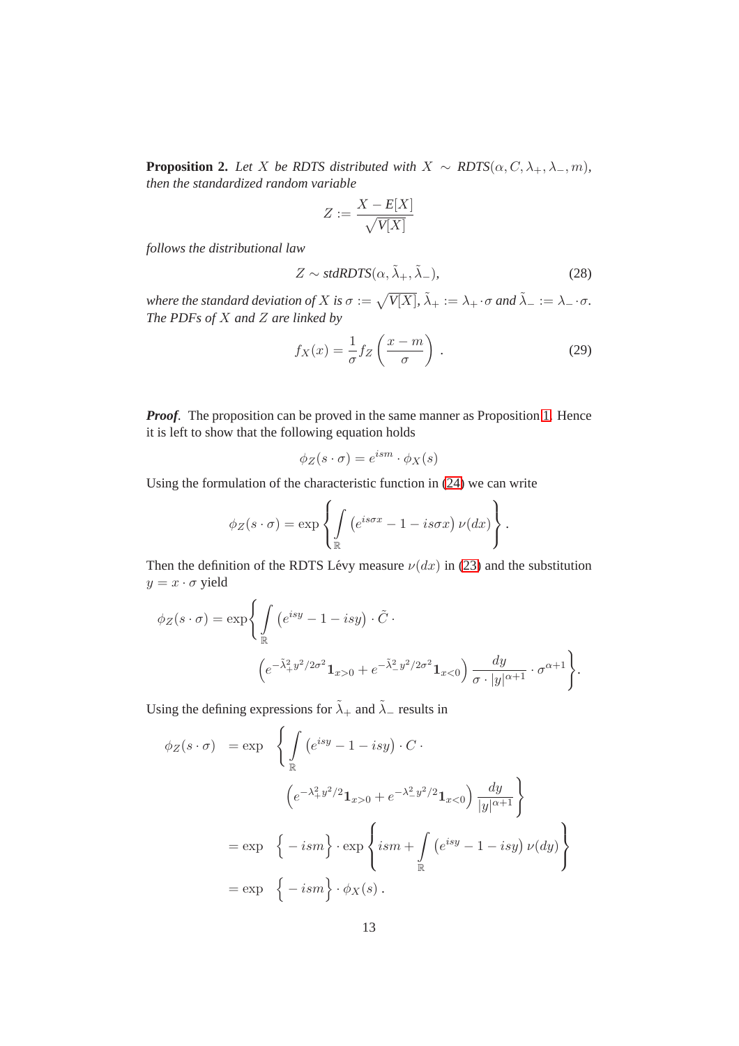**Proposition 2.** *Let $X$ be RDTS distributed with $X \sim$ RDTS$(\alpha, C, \lambda_+, \lambda_-, m)$, then the standardized random variable*

$$Z := \frac{X - E[X]}{\sqrt{V[X]}}$$

*follows the distributional law*

$$Z \sim \textit{stdRDTS}(\alpha, \tilde{\lambda}_+, \tilde{\lambda}_-), \tag{28}$$

*where the standard deviation of $X$ is $\sigma := \sqrt{V[X]}$, $\tilde{\lambda}_+ := \lambda_+ \cdot \sigma$ and $\tilde{\lambda}_- := \lambda_- \cdot \sigma$. The PDFs of $X$ and $Z$ are linked by*

$$f_X(x) = \frac{1}{\sigma} f_Z\left(\frac{x-m}{\sigma}\right). \tag{29}$$

***Proof.*** The proposition can be proved in the same manner as Proposition 1. Hence it is left to show that the following equation holds

$$\phi_Z(s \cdot \sigma) = e^{ism} \cdot \phi_X(s)$$

Using the formulation of the characteristic function in (24) we can write

$$\phi_Z(s \cdot \sigma) = \exp\left\{\int_{\mathbb{R}} \left(e^{is\sigma x} - 1 - is\sigma x\right) \nu(dx)\right\}.$$

Then the definition of the RDTS Lévy measure $\nu(dx)$ in (23) and the substitution $y = x \cdot \sigma$ yield

$$\phi_Z(s \cdot \sigma) = \exp\left\{\int_{\mathbb{R}} \left(e^{isy} - 1 - isy\right) \cdot \tilde{C} \cdot \left(e^{-\tilde{\lambda}_+^2 y^2/2\sigma^2} \mathbf{1}_{x>0} + e^{-\tilde{\lambda}_-^2 y^2/2\sigma^2} \mathbf{1}_{x<0}\right) \frac{dy}{\sigma \cdot |y|^{\alpha+1}} \cdot \sigma^{\alpha+1}\right\}.$$

Using the defining expressions for $\tilde{\lambda}_+$ and $\tilde{\lambda}_-$ results in

$$\begin{aligned}
\phi_Z(s \cdot \sigma) &= \exp\left\{\int_{\mathbb{R}} \left(e^{isy} - 1 - isy\right) \cdot C \cdot \left(e^{-\lambda_+^2 y^2/2} \mathbf{1}_{x>0} + e^{-\lambda_-^2 y^2/2} \mathbf{1}_{x<0}\right) \frac{dy}{|y|^{\alpha+1}}\right\} \\
&= \exp\left\{-ism\right\} \cdot \exp\left\{ism + \int_{\mathbb{R}} \left(e^{isy} - 1 - isy\right) \nu(dy)\right\} \\
&= \exp\left\{-ism\right\} \cdot \phi_X(s).
\end{aligned}$$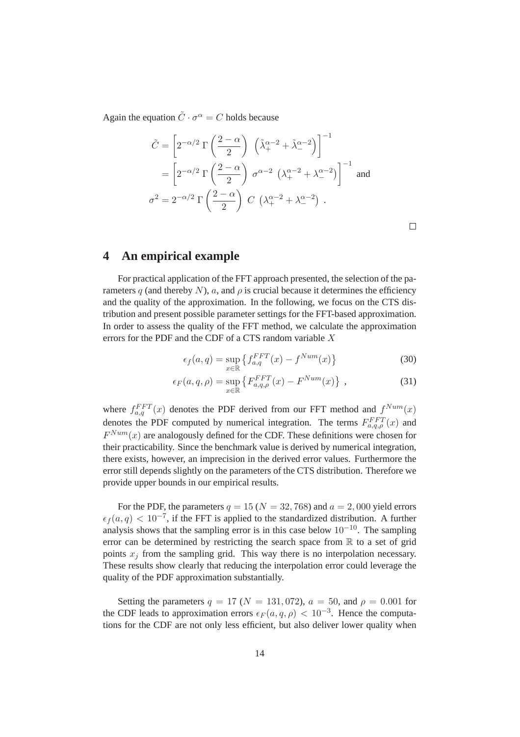Again the equation $\tilde{C} \cdot \sigma^\alpha = C$ holds because

$$
\begin{aligned}
\tilde{C} &= \left[ 2^{-\alpha/2}\, \Gamma\left(\frac{2-\alpha}{2}\right) \, \left(\tilde{\lambda}_+^{\alpha-2} + \tilde{\lambda}_-^{\alpha-2}\right) \right]^{-1} \\
&= \left[ 2^{-\alpha/2}\, \Gamma\left(\frac{2-\alpha}{2}\right) \, \sigma^{\alpha-2} \, \left(\lambda_+^{\alpha-2} + \lambda_-^{\alpha-2}\right) \right]^{-1} \quad \text{and} \\
\sigma^2 &= 2^{-\alpha/2}\, \Gamma\left(\frac{2-\alpha}{2}\right) \, C \, \left(\lambda_+^{\alpha-2} + \lambda_-^{\alpha-2}\right) \, .
\end{aligned}
$$

□

# 4 An empirical example

For practical application of the FFT approach presented, the selection of the parameters $q$ (and thereby $N$), $a$, and $\rho$ is crucial because it determines the efficiency and the quality of the approximation. In the following, we focus on the CTS distribution and present possible parameter settings for the FFT-based approximation. In order to assess the quality of the FFT method, we calculate the approximation errors for the PDF and the CDF of a CTS random variable $X$

$$
\epsilon_f(a,q) = \sup_{x \in \mathbb{R}} \left\{ f_{a,q}^{FFT}(x) - f^{Num}(x) \right\} \tag{30}
$$

$$
\epsilon_F(a,q,\rho) = \sup_{x \in \mathbb{R}} \left\{ F_{a,q,\rho}^{FFT}(x) - F^{Num}(x) \right\} \, , \tag{31}
$$

where $f_{a,q}^{FFT}(x)$ denotes the PDF derived from our FFT method and $f^{Num}(x)$ denotes the PDF computed by numerical integration. The terms $F_{a,q,\rho}^{FFT}(x)$ and $F^{Num}(x)$ are analogously defined for the CDF. These definitions were chosen for their practicability. Since the benchmark value is derived by numerical integration, there exists, however, an imprecision in the derived error values. Furthermore the error still depends slightly on the parameters of the CTS distribution. Therefore we provide upper bounds in our empirical results.

For the PDF, the parameters $q = 15$ ($N = 32,768$) and $a = 2,000$ yield errors $\epsilon_f(a,q) < 10^{-7}$, if the FFT is applied to the standardized distribution. A further analysis shows that the sampling error is in this case below $10^{-10}$. The sampling error can be determined by restricting the search space from $\mathbb{R}$ to a set of grid points $x_j$ from the sampling grid. This way there is no interpolation necessary. These results show clearly that reducing the interpolation error could leverage the quality of the PDF approximation substantially.

Setting the parameters $q = 17$ ($N = 131,072$), $a = 50$, and $\rho = 0.001$ for the CDF leads to approximation errors $\epsilon_F(a,q,\rho) < 10^{-3}$. Hence the computations for the CDF are not only less efficient, but also deliver lower quality when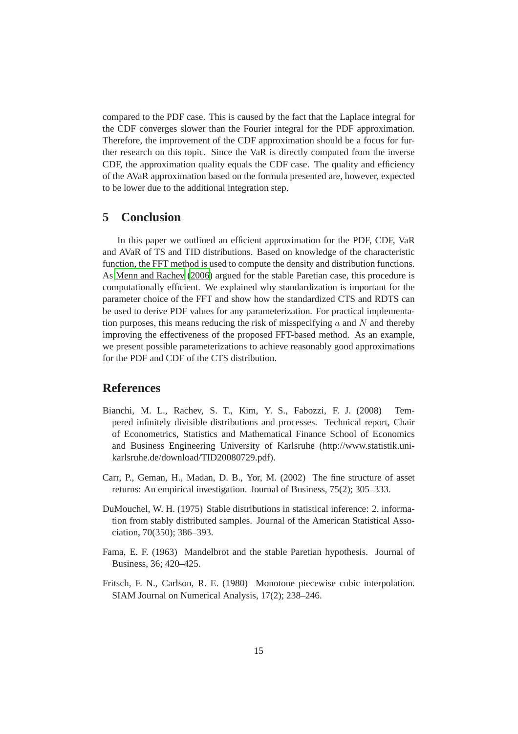compared to the PDF case. This is caused by the fact that the Laplace integral for the CDF converges slower than the Fourier integral for the PDF approximation. Therefore, the improvement of the CDF approximation should be a focus for further research on this topic. Since the VaR is directly computed from the inverse CDF, the approximation quality equals the CDF case. The quality and efficiency of the AVaR approximation based on the formula presented are, however, expected to be lower due to the additional integration step.

## 5 Conclusion

In this paper we outlined an efficient approximation for the PDF, CDF, VaR and AVaR of TS and TID distributions. Based on knowledge of the characteristic function, the FFT method is used to compute the density and distribution functions. As Menn and Rachev (2006) argued for the stable Paretian case, this procedure is computationally efficient. We explained why standardization is important for the parameter choice of the FFT and show how the standardized CTS and RDTS can be used to derive PDF values for any parameterization. For practical implementation purposes, this means reducing the risk of misspecifying $a$ and $N$ and thereby improving the effectiveness of the proposed FFT-based method. As an example, we present possible parameterizations to achieve reasonably good approximations for the PDF and CDF of the CTS distribution.

## References

Bianchi, M. L., Rachev, S. T., Kim, Y. S., Fabozzi, F. J. (2008) Tempered infinitely divisible distributions and processes. Technical report, Chair of Econometrics, Statistics and Mathematical Finance School of Economics and Business Engineering University of Karlsruhe (http://www.statistik.uni-karlsruhe.de/download/TID20080729.pdf).

Carr, P., Geman, H., Madan, D. B., Yor, M. (2002) The fine structure of asset returns: An empirical investigation. Journal of Business, 75(2); 305–333.

DuMouchel, W. H. (1975) Stable distributions in statistical inference: 2. information from stably distributed samples. Journal of the American Statistical Association, 70(350); 386–393.

Fama, E. F. (1963) Mandelbrot and the stable Paretian hypothesis. Journal of Business, 36; 420–425.

Fritsch, F. N., Carlson, R. E. (1980) Monotone piecewise cubic interpolation. SIAM Journal on Numerical Analysis, 17(2); 238–246.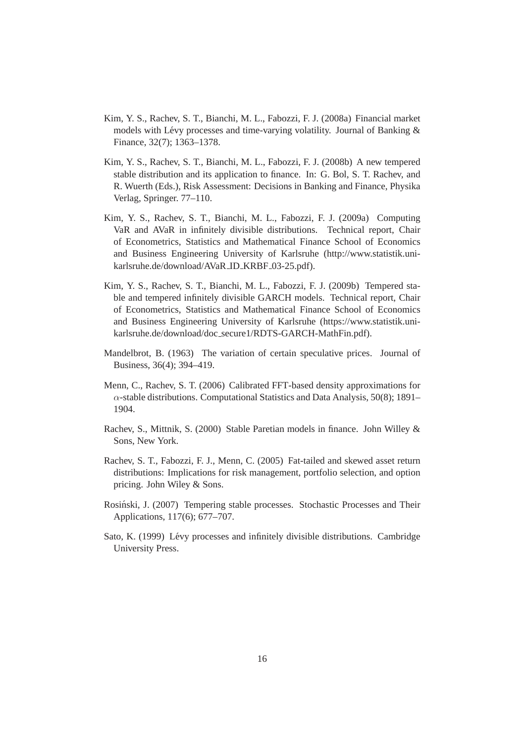Kim, Y. S., Rachev, S. T., Bianchi, M. L., Fabozzi, F. J. (2008a) Financial market models with Lévy processes and time-varying volatility. Journal of Banking & Finance, 32(7); 1363–1378.

Kim, Y. S., Rachev, S. T., Bianchi, M. L., Fabozzi, F. J. (2008b) A new tempered stable distribution and its application to finance. In: G. Bol, S. T. Rachev, and R. Wuerth (Eds.), Risk Assessment: Decisions in Banking and Finance, Physika Verlag, Springer. 77–110.

Kim, Y. S., Rachev, S. T., Bianchi, M. L., Fabozzi, F. J. (2009a) Computing VaR and AVaR in infinitely divisible distributions. Technical report, Chair of Econometrics, Statistics and Mathematical Finance School of Economics and Business Engineering University of Karlsruhe (http://www.statistik.uni-karlsruhe.de/download/AVaR_ID_KRBF_03-25.pdf).

Kim, Y. S., Rachev, S. T., Bianchi, M. L., Fabozzi, F. J. (2009b) Tempered stable and tempered infinitely divisible GARCH models. Technical report, Chair of Econometrics, Statistics and Mathematical Finance School of Economics and Business Engineering University of Karlsruhe (https://www.statistik.uni-karlsruhe.de/download/doc_secure1/RDTS-GARCH-MathFin.pdf).

Mandelbrot, B. (1963) The variation of certain speculative prices. Journal of Business, 36(4); 394–419.

Menn, C., Rachev, S. T. (2006) Calibrated FFT-based density approximations for $\alpha$-stable distributions. Computational Statistics and Data Analysis, 50(8); 1891–1904.

Rachev, S., Mittnik, S. (2000) Stable Paretian models in finance. John Willey & Sons, New York.

Rachev, S. T., Fabozzi, F. J., Menn, C. (2005) Fat-tailed and skewed asset return distributions: Implications for risk management, portfolio selection, and option pricing. John Wiley & Sons.

Rosiński, J. (2007) Tempering stable processes. Stochastic Processes and Their Applications, 117(6); 677–707.

Sato, K. (1999) Lévy processes and infinitely divisible distributions. Cambridge University Press.